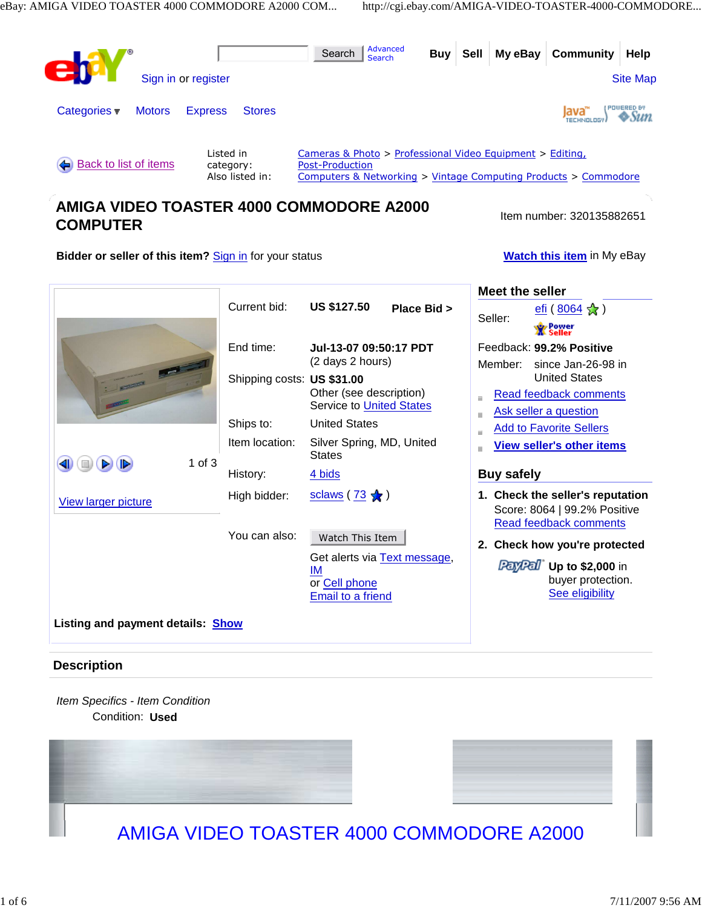Search | Advanced Search | Buy | Sell | My eBay | Community | Help

Sign in or register | Site Map

Categories | Motors | Express | Stores

Back to list of items

Listed in category: Cameras & Photo > Professional Video Equipment > Editing, Post-Production

Also listed in: Computers & Networking > Vintage Computing Products > Commodore

# AMIGA VIDEO TOASTER 4000 COMMODORE A2000 COMPUTER

Item number: 320135882651

**Bidder or seller of this item?** Sign in for your status

Watch this item in My eBay

1 of 3

View larger picture

| | |
|---|---|
| Current bid: | **US $127.50** **Place Bid >** |
| End time: | **Jul-13-07 09:50:17 PDT** (2 days 2 hours) |
| Shipping costs: | **US $31.00** Other (see description) Service to United States |
| Ships to: | United States |
| Item location: | Silver Spring, MD, United States |
| History: | 4 bids |
| High bidder: | sclaws ( 73 ) |
| You can also: | Watch This Item |
| | Get alerts via Text message, IM or Cell phone |
| | Email to a friend |

**Listing and payment details:** Show

## Meet the seller

Seller: efi ( 8064 ) Power Seller

Feedback: **99.2% Positive**

Member: since Jan-26-98 in United States

- Read feedback comments
- Ask seller a question
- Add to Favorite Sellers
- View seller's other items

## Buy safely

1. **Check the seller's reputation**
   Score: 8064 | 99.2% Positive
   Read feedback comments
2. **Check how you're protected**
   PayPal **Up to $2,000** in buyer protection.
   See eligibility

## Description

*Item Specifics - Item Condition*

Condition: **Used**

# AMIGA VIDEO TOASTER 4000 COMMODORE A2000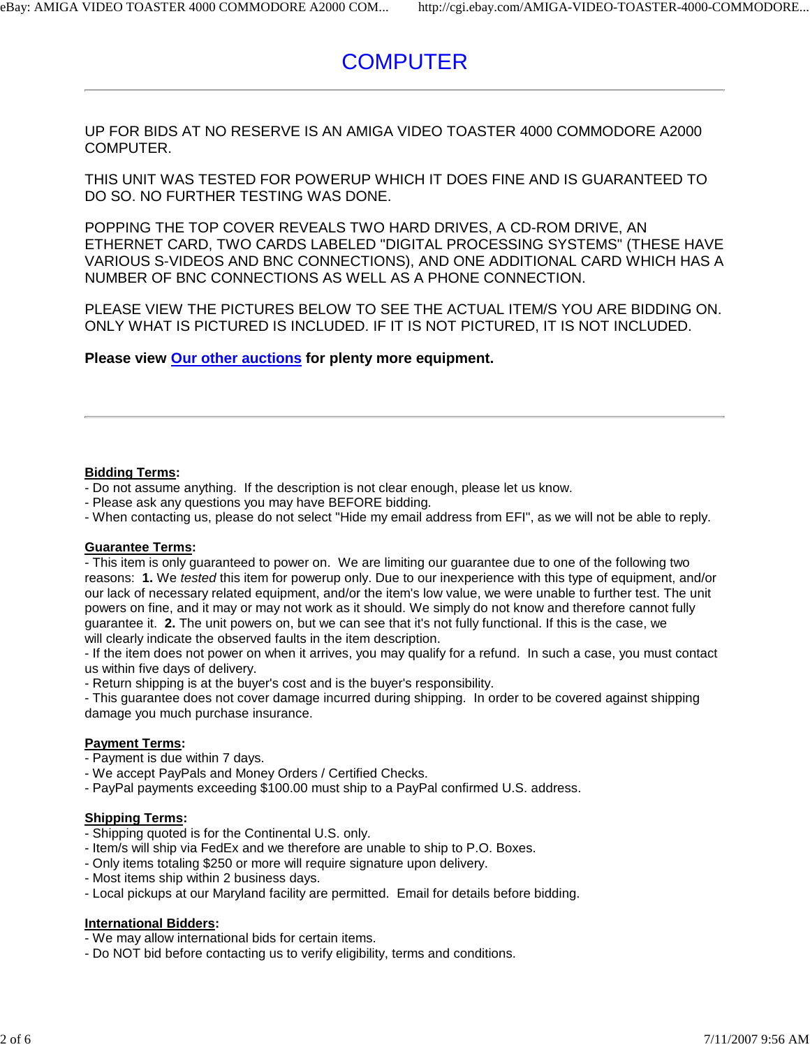# COMPUTER

---

UP FOR BIDS AT NO RESERVE IS AN AMIGA VIDEO TOASTER 4000 COMMODORE A2000 COMPUTER.

THIS UNIT WAS TESTED FOR POWERUP WHICH IT DOES FINE AND IS GUARANTEED TO DO SO. NO FURTHER TESTING WAS DONE.

POPPING THE TOP COVER REVEALS TWO HARD DRIVES, A CD-ROM DRIVE, AN ETHERNET CARD, TWO CARDS LABELED "DIGITAL PROCESSING SYSTEMS" (THESE HAVE VARIOUS S-VIDEOS AND BNC CONNECTIONS), AND ONE ADDITIONAL CARD WHICH HAS A NUMBER OF BNC CONNECTIONS AS WELL AS A PHONE CONNECTION.

PLEASE VIEW THE PICTURES BELOW TO SEE THE ACTUAL ITEM/S YOU ARE BIDDING ON. ONLY WHAT IS PICTURED IS INCLUDED. IF IT IS NOT PICTURED, IT IS NOT INCLUDED.

**Please view Our other auctions for plenty more equipment.**

---

**Bidding Terms:**
- Do not assume anything. If the description is not clear enough, please let us know.
- Please ask any questions you may have BEFORE bidding.
- When contacting us, please do not select "Hide my email address from EFI", as we will not be able to reply.

**Guarantee Terms:**
- This item is only guaranteed to power on. We are limiting our guarantee due to one of the following two reasons: **1.** We *tested* this item for powerup only. Due to our inexperience with this type of equipment, and/or our lack of necessary related equipment, and/or the item's low value, we were unable to further test. The unit powers on fine, and it may or may not work as it should. We simply do not know and therefore cannot fully guarantee it. **2.** The unit powers on, but we can see that it's not fully functional. If this is the case, we will clearly indicate the observed faults in the item description.
- If the item does not power on when it arrives, you may qualify for a refund. In such a case, you must contact us within five days of delivery.
- Return shipping is at the buyer's cost and is the buyer's responsibility.
- This guarantee does not cover damage incurred during shipping. In order to be covered against shipping damage you much purchase insurance.

**Payment Terms:**
- Payment is due within 7 days.
- We accept PayPals and Money Orders / Certified Checks.
- PayPal payments exceeding $100.00 must ship to a PayPal confirmed U.S. address.

**Shipping Terms:**
- Shipping quoted is for the Continental U.S. only.
- Item/s will ship via FedEx and we therefore are unable to ship to P.O. Boxes.
- Only items totaling $250 or more will require signature upon delivery.
- Most items ship within 2 business days.
- Local pickups at our Maryland facility are permitted. Email for details before bidding.

**International Bidders:**
- We may allow international bids for certain items.
- Do NOT bid before contacting us to verify eligibility, terms and conditions.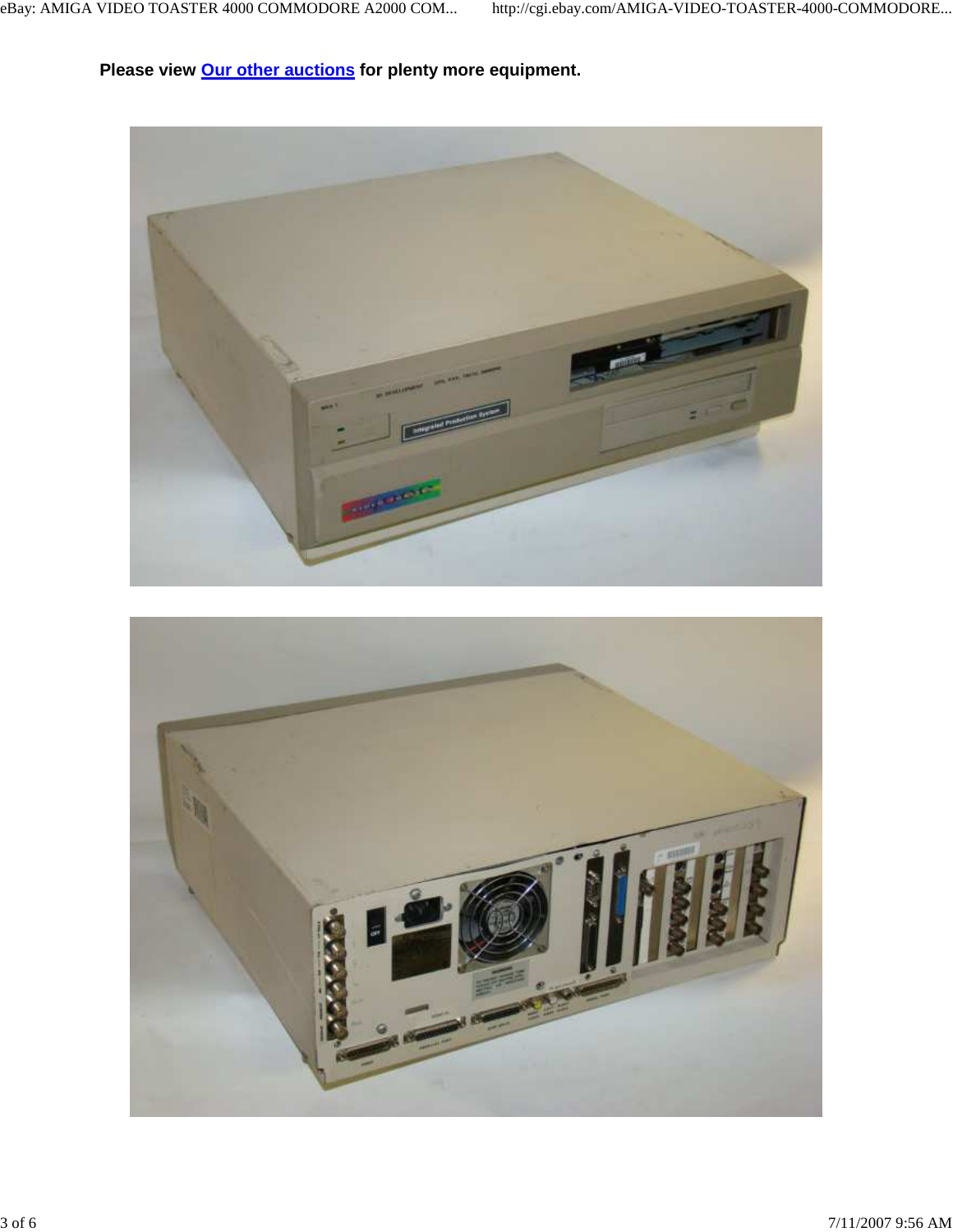**Please view Our other auctions for plenty more equipment.**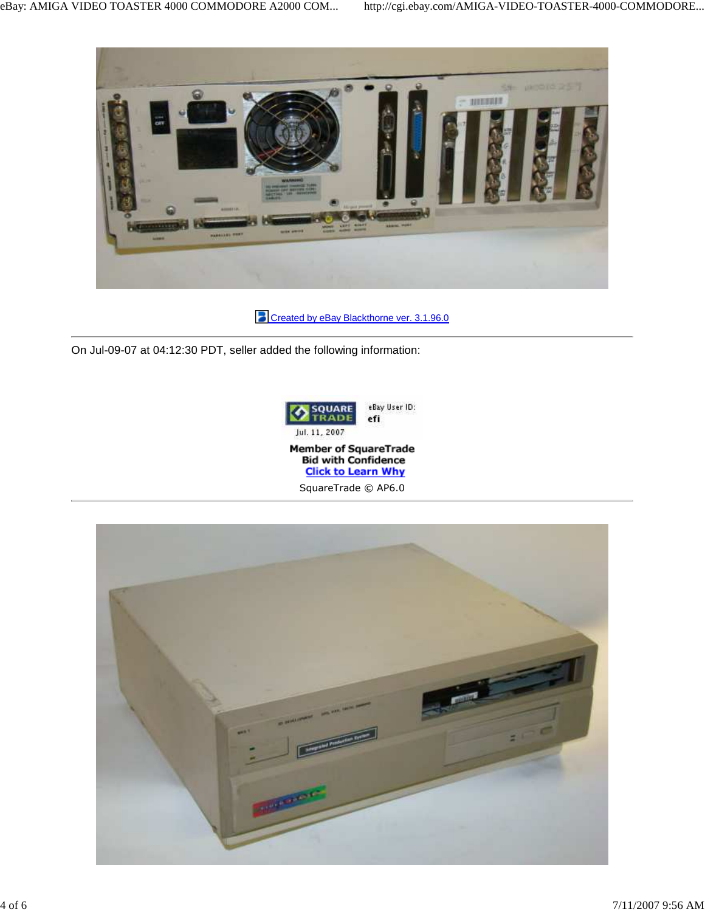Created by eBay Blackthorne ver. 3.1.96.0

On Jul-09-07 at 04:12:30 PDT, seller added the following information:

SQUARE TRADE

eBay User ID: efi

Jul. 11, 2007

**Member of SquareTrade**
**Bid with Confidence**
**Click to Learn Why**

SquareTrade © AP6.0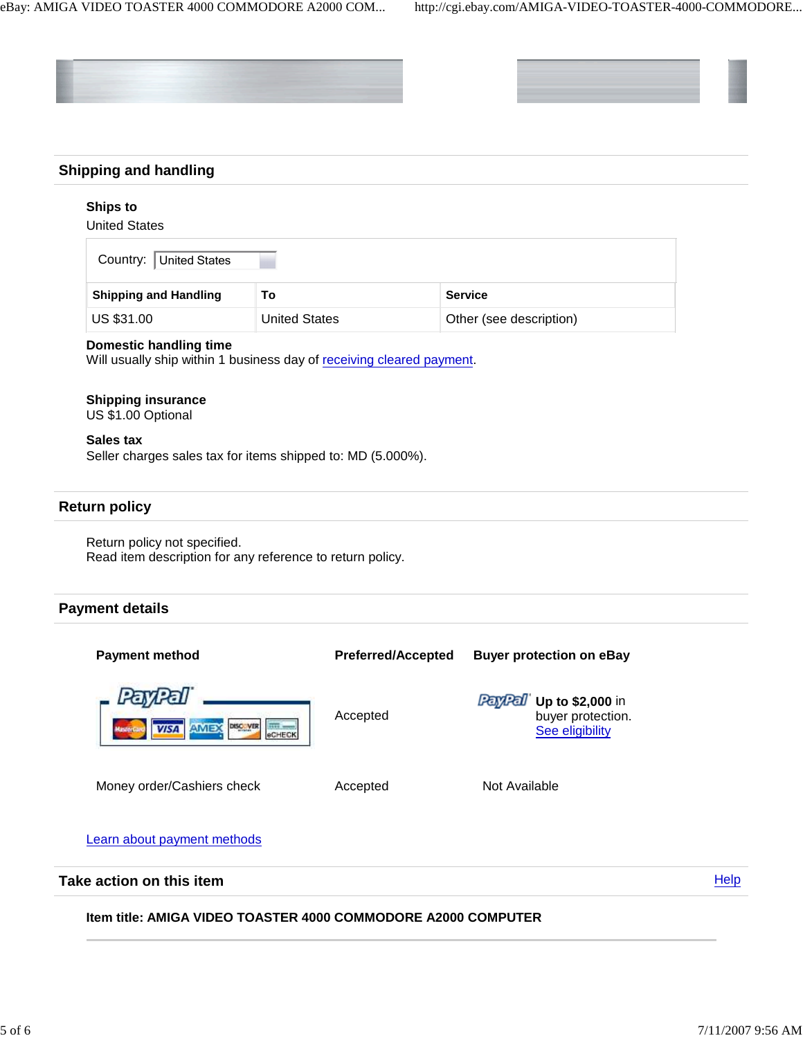## Shipping and handling

**Ships to**
United States

Country: United States

| Shipping and Handling | To | Service |
|---|---|---|
| US $31.00 | United States | Other (see description) |

**Domestic handling time**
Will usually ship within 1 business day of receiving cleared payment.

**Shipping insurance**
US $1.00 Optional

**Sales tax**
Seller charges sales tax for items shipped to: MD (5.000%).

## Return policy

Return policy not specified.
Read item description for any reference to return policy.

## Payment details

| Payment method | Preferred/Accepted | Buyer protection on eBay |
|---|---|---|
| PayPal (MasterCard, VISA, AMEX, Discover, eCheck) | Accepted | PayPal **Up to $2,000** in buyer protection. See eligibility |
| Money order/Cashiers check | Accepted | Not Available |

Learn about payment methods

## Take action on this item

Help

**Item title: AMIGA VIDEO TOASTER 4000 COMMODORE A2000 COMPUTER**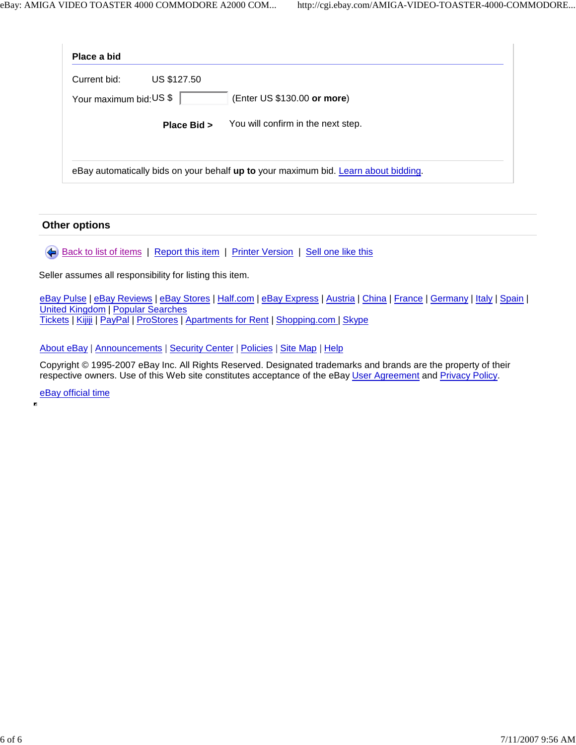### Place a bid

Current bid: US $127.50

Your maximum bid: US $ (Enter US $130.00 **or more**)

**Place Bid >** You will confirm in the next step.

eBay automatically bids on your behalf **up to** your maximum bid. Learn about bidding.

## Other options

Back to list of items | Report this item | Printer Version | Sell one like this

Seller assumes all responsibility for listing this item.

eBay Pulse | eBay Reviews | eBay Stores | Half.com | eBay Express | Austria | China | France | Germany | Italy | Spain | United Kingdom | Popular Searches
Tickets | Kijiji | PayPal | ProStores | Apartments for Rent | Shopping.com | Skype

About eBay | Announcements | Security Center | Policies | Site Map | Help

Copyright © 1995-2007 eBay Inc. All Rights Reserved. Designated trademarks and brands are the property of their respective owners. Use of this Web site constitutes acceptance of the eBay User Agreement and Privacy Policy.

eBay official time